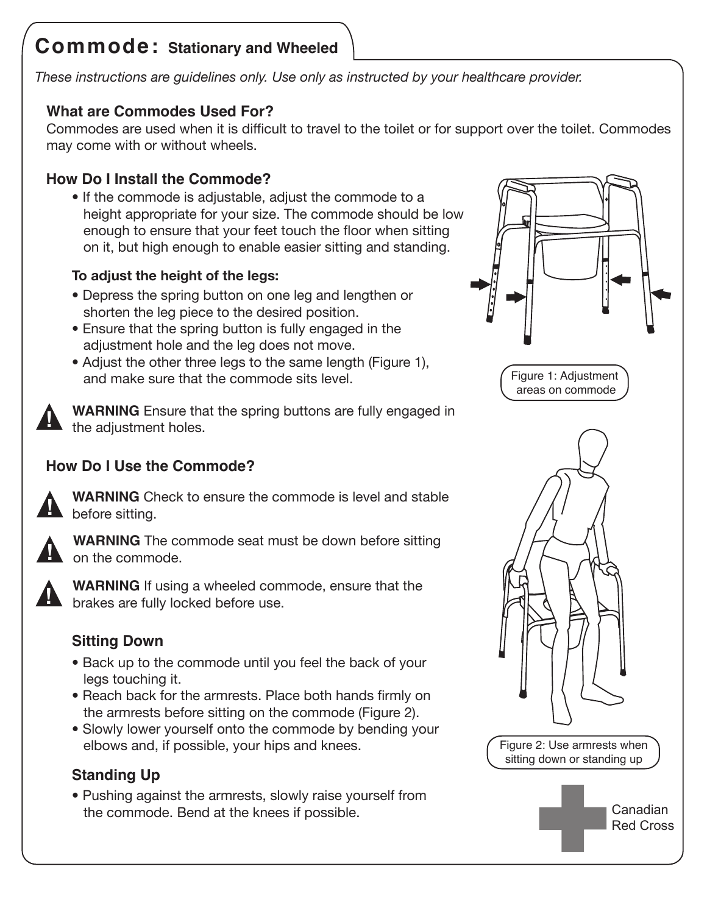# Commode: Stationary and Wheeled

*These instructions are guidelines only. Use only as instructed by your healthcare provider.*

## What are Commodes Used For?

Commodes are used when it is difficult to travel to the toilet or for support over the toilet. Commodes may come with or without wheels.

## How Do I Install the Commode?

- If the commode is adjustable, adjust the commode to a height appropriate for your size. The commode should be low enough to ensure that your feet touch the floor when sitting on it, but high enough to enable easier sitting and standing.

**To adjust the height of the legs:**

- Depress the spring button on one leg and lengthen or shorten the leg piece to the desired position.
- Ensure that the spring button is fully engaged in the adjustment hole and the leg does not move.
- Adjust the other three legs to the same length (Figure 1), and make sure that the commode sits level.

Figure 1: Adjustment areas on commode

**WARNING** Ensure that the spring buttons are fully engaged in the adjustment holes.

## How Do I Use the Commode?

**WARNING** Check to ensure the commode is level and stable before sitting.

**WARNING** The commode seat must be down before sitting on the commode.

**WARNING** If using a wheeled commode, ensure that the brakes are fully locked before use.

### Sitting Down

- Back up to the commode until you feel the back of your legs touching it.
- Reach back for the armrests. Place both hands firmly on the armrests before sitting on the commode (Figure 2).
- Slowly lower yourself onto the commode by bending your elbows and, if possible, your hips and knees.

Figure 2: Use armrests when sitting down or standing up

### Standing Up

- Pushing against the armrests, slowly raise yourself from the commode. Bend at the knees if possible.

Canadian Red Cross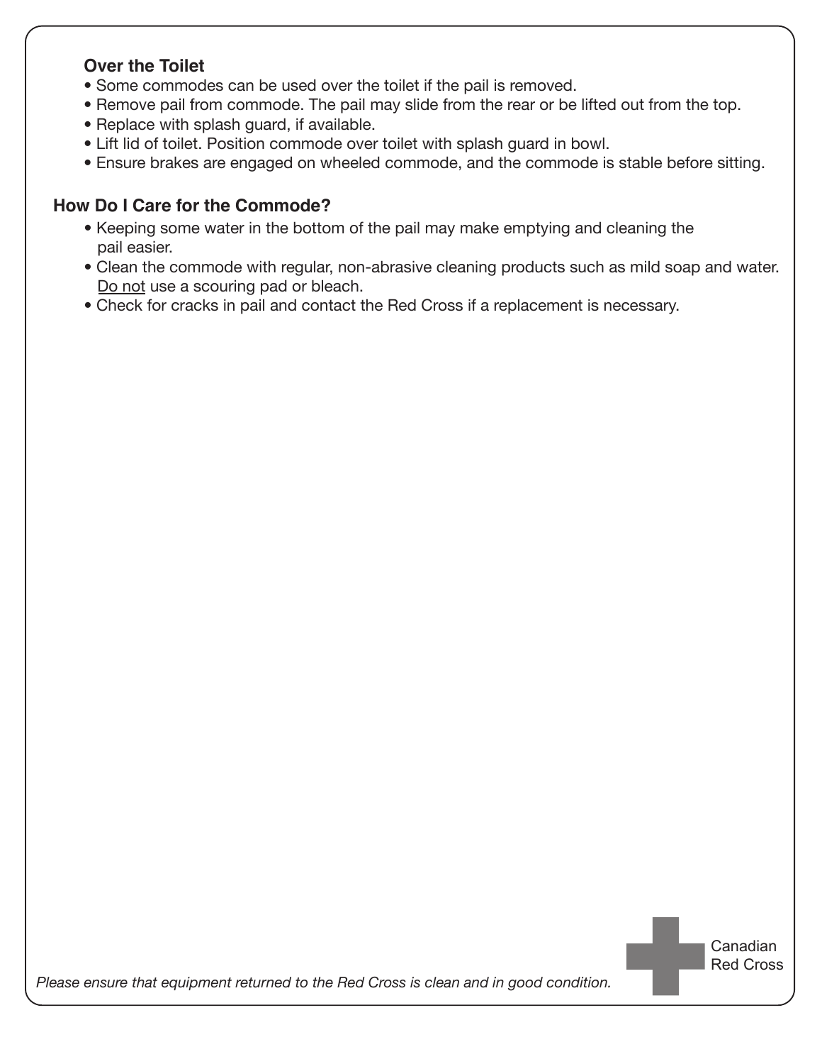### Over the Toilet

- Some commodes can be used over the toilet if the pail is removed.
- Remove pail from commode. The pail may slide from the rear or be lifted out from the top.
- Replace with splash guard, if available.
- Lift lid of toilet. Position commode over toilet with splash guard in bowl.
- Ensure brakes are engaged on wheeled commode, and the commode is stable before sitting.

## How Do I Care for the Commode?

- Keeping some water in the bottom of the pail may make emptying and cleaning the pail easier.
- Clean the commode with regular, non-abrasive cleaning products such as mild soap and water. <u>Do not</u> use a scouring pad or bleach.
- Check for cracks in pail and contact the Red Cross if a replacement is necessary.

*Please ensure that equipment returned to the Red Cross is clean and in good condition.*

Canadian Red Cross